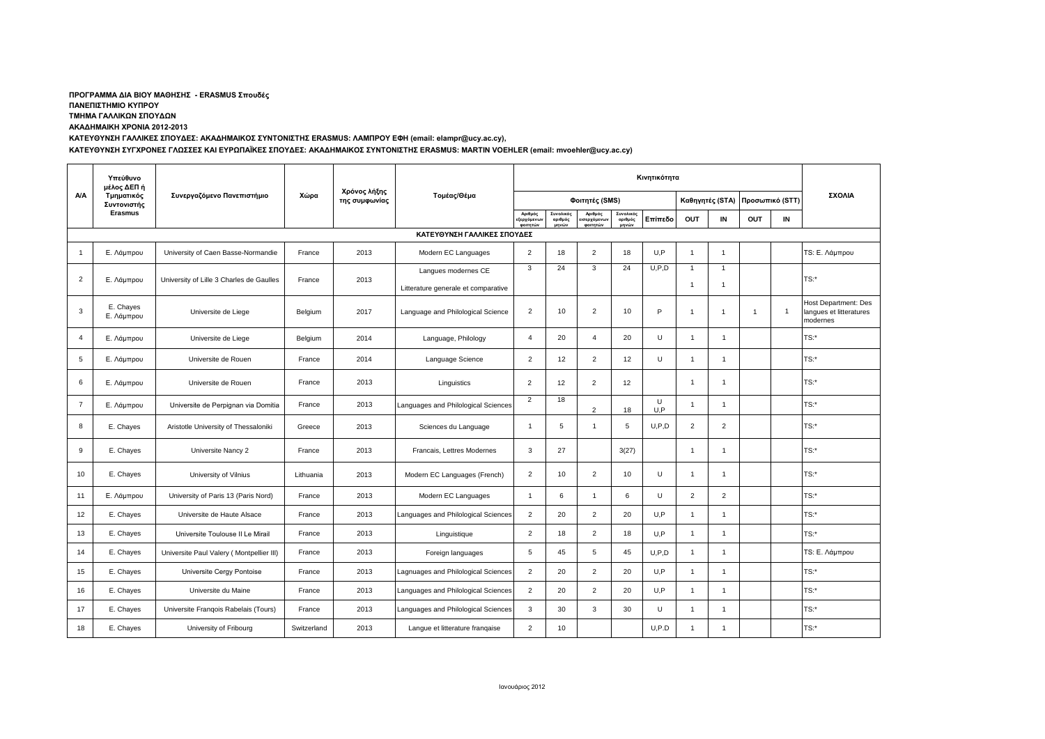**ΠΡΟΓΡΑΜΜΑ ΔΙΑ ΒΙΟΥ ΜΑΘΗΣΗΣ - ERASMUS Σπουδές**

**ΠΑΝΕΠΙΣΤΗΜΙΟ ΚΥΠΡΟΥ**

**ΤΜΗΜΑ ΓΑΛΛΙΚΩΝ ΣΠΟΥΔΩΝ**

**ΑΚΑΔΗΜΑΙΚΗ ΧΡΟΝΙΑ 2012-2013**

**ΚΑΤΕΥΘΥΝΣΗ ΓΑΛΛΙΚΕΣ ΣΠΟΥΔΕΣ: ΑΚΑΔΗΜΑΙΚΟΣ ΣΥΝΤΟΝΙΣΤΗΣ ERASMUS: ΛΑΜΠΡΟΥ ΕΦΗ (email: elampr@ucy.ac.cy),**

**ΚΑΤΕΥΘΥΝΣΗ ΣΥΓΧΡΟΝΕΣ ΓΛΩΣΣΕΣ ΚΑΙ ΕΥΡΩΠΑΪΚΕΣ ΣΠΟΥΔΕΣ: ΑΚΑΔΗΜΑΙΚΟΣ ΣΥΝΤΟΝΙΣΤΗΣ ERASMUS: MARTIN VOEHLER (email: mvoehler@ucy.ac.cy)**

| Α/Α | Υπεύθυνο μέλος ΔΕΠ ή Τμηματικός Συντονιστής Erasmus | Συνεργαζόμενο Πανεπιστήμιο | Χώρα | Χρόνος λήξης της συμφωνίας | Τομέας/Θέμα | Κινητικότητα | | | | | | | | | ΣΧΟΛΙΑ |
|---|---|---|---|---|---|---|---|---|---|---|---|---|---|---|---|
| | | | | | | Φοιτητές (SMS) | | | | | Καθηγητές (STA) | | Προσωπικό (STT) | | |
| | | | | | | Αριθμός εξερχόμενων φοιτητών | Συνολικός αριθμός μηνών | Αριθμός εισερχόμενων φοιτητών | Συνολικός αριθμός μηνών | Επίπεδο | OUT | IN | OUT | IN | |
| | | | | | ΚΑΤΕΥΘΥΝΣΗ ΓΑΛΛΙΚΕΣ ΣΠΟΥΔΕΣ | | | | | | | | | | |
| 1 | Ε. Λάμπρου | University of Caen Basse-Normandie | France | 2013 | Modern EC Languages | 2 | 18 | 2 | 18 | U,P | 1 | 1 | | | TS: Ε. Λάμπρου |
| 2 | Ε. Λάμπρου | University of Lille 3 Charles de Gaulles | France | 2013 | Langues modernes CE<br>Litterature generale et comparative | 3 | 24 | 3 | 24 | U,P,D | 1<br>1 | 1<br>1 | | | TS:* |
| 3 | E. Chayes<br>Ε. Λάμπρου | Universite de Liege | Belgium | 2017 | Language and Philological Science | 2 | 10 | 2 | 10 | P | 1 | 1 | 1 | 1 | Host Department: Des langues et litteratures modernes |
| 4 | Ε. Λάμπρου | Universite de Liege | Belgium | 2014 | Language, Philology | 4 | 20 | 4 | 20 | U | 1 | 1 | | | TS:* |
| 5 | Ε. Λάμπρου | Universite de Rouen | France | 2014 | Language Science | 2 | 12 | 2 | 12 | U | 1 | 1 | | | TS:* |
| 6 | Ε. Λάμπρου | Universite de Rouen | France | 2013 | Linguistics | 2 | 12 | 2 | 12 | | 1 | 1 | | | TS:* |
| 7 | Ε. Λάμπρου | Universite de Perpignan via Domitia | France | 2013 | Languages and Philological Sciences | 2 | 18 | 2 | 18 | U<br>U,P | 1 | 1 | | | TS:* |
| 8 | E. Chayes | Aristotle University of Thessaloniki | Greece | 2013 | Sciences du Language | 1 | 5 | 1 | 5 | U,P,D | 2 | 2 | | | TS:* |
| 9 | E. Chayes | Universite Nancy 2 | France | 2013 | Francais, Lettres Modernes | 3 | 27 | | 3(27) | | 1 | 1 | | | TS:* |
| 10 | E. Chayes | University of Vilnius | Lithuania | 2013 | Modern EC Languages (French) | 2 | 10 | 2 | 10 | U | 1 | 1 | | | TS:* |
| 11 | Ε. Λάμπρου | University of Paris 13 (Paris Nord) | France | 2013 | Modern EC Languages | 1 | 6 | 1 | 6 | U | 2 | 2 | | | TS:* |
| 12 | E. Chayes | Universite de Haute Alsace | France | 2013 | Languages and Philological Sciences | 2 | 20 | 2 | 20 | U,P | 1 | 1 | | | TS:* |
| 13 | E. Chayes | Universite Toulouse II Le Mirail | France | 2013 | Linguistique | 2 | 18 | 2 | 18 | U,P | 1 | 1 | | | TS:* |
| 14 | E. Chayes | Universite Paul Valery ( Montpellier III) | France | 2013 | Foreign languages | 5 | 45 | 5 | 45 | U,P,D | 1 | 1 | | | TS: Ε. Λάμπρου |
| 15 | E. Chayes | Universite Cergy Pontoise | France | 2013 | Lagnuages and Philological Sciences | 2 | 20 | 2 | 20 | U,P | 1 | 1 | | | TS:* |
| 16 | E. Chayes | Universite du Maine | France | 2013 | Languages and Philological Sciences | 2 | 20 | 2 | 20 | U,P | 1 | 1 | | | TS:* |
| 17 | E. Chayes | Universite Franqois Rabelais (Tours) | France | 2013 | Languages and Philological Sciences | 3 | 30 | 3 | 30 | U | 1 | 1 | | | TS:* |
| 18 | E. Chayes | University of Fribourg | Switzerland | 2013 | Langue et litterature franqaise | 2 | 10 | | | U,P,D | 1 | 1 | | | TS:* |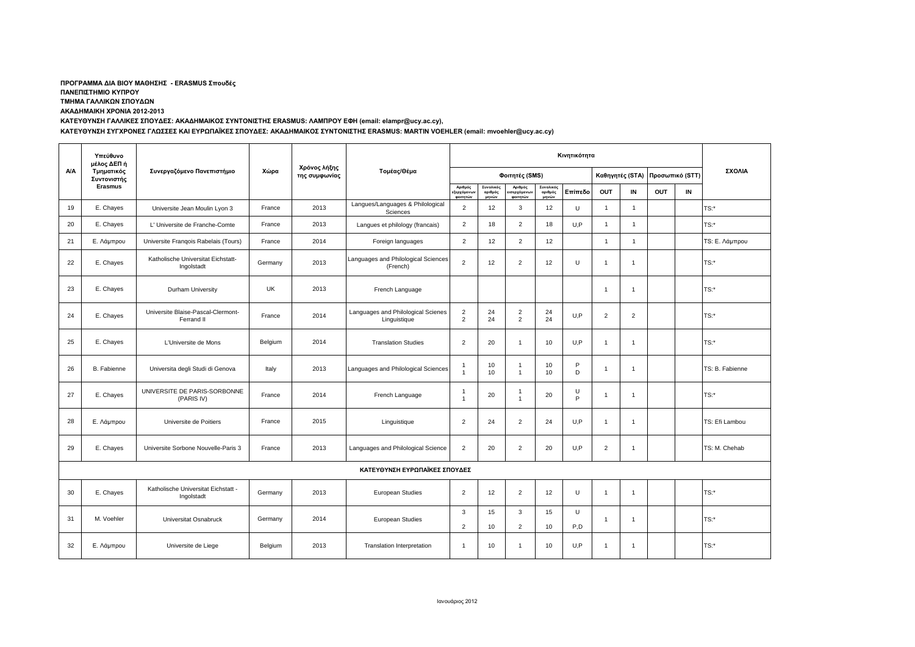**ΠΡΟΓΡΑΜΜΑ ΔΙΑ ΒΙΟΥ ΜΑΘΗΣΗΣ - ERASMUS Σπουδές**

**ΠΑΝΕΠΙΣΤΗΜΙΟ ΚΥΠΡΟΥ**

**ΤΜΗΜΑ ΓΑΛΛΙΚΩΝ ΣΠΟΥΔΩΝ**

**ΑΚΑΔΗΜΑΙΚΗ ΧΡΟΝΙΑ 2012-2013**

**ΚΑΤΕΥΘΥΝΣΗ ΓΑΛΛΙΚΕΣ ΣΠΟΥΔΕΣ: ΑΚΑΔΗΜΑΙΚΟΣ ΣΥΝΤΟΝΙΣΤΗΣ ERASMUS: ΛΑΜΠΡΟΥ ΕΦΗ (email: elampr@ucy.ac.cy),**

**ΚΑΤΕΥΘΥΝΣΗ ΣΥΓΧΡΟΝΕΣ ΓΛΩΣΣΕΣ ΚΑΙ ΕΥΡΩΠΑΪΚΕΣ ΣΠΟΥΔΕΣ: ΑΚΑΔΗΜΑΙΚΟΣ ΣΥΝΤΟΝΙΣΤΗΣ ERASMUS: MARTIN VOEHLER (email: mvoehler@ucy.ac.cy)**

| Α/Α | Υπεύθυνο μέλος ΔΕΠ ή Τμηματικός Συντονιστής Erasmus | Συνεργαζόμενο Πανεπιστήμιο | Χώρα | Χρόνος λήξης της συμφωνίας | Τομέας/Θέμα | Κινητικότητα | | | | | | | | | ΣΧΟΛΙΑ |
|---|---|---|---|---|---|---|---|---|---|---|---|---|---|---|---|
| | | | | | | Φοιτητές (SMS) | | | | | Καθηγητές (STA) | | Προσωπικό (STT) | | |
| | | | | | | Αριθμός εξερχόμενων φοιτητών | Συνολικός αριθμός μηνών | Αριθμός εισερχόμενων φοιτητών | Συνολικός αριθμός μηνών | Επίπεδο | OUT | IN | OUT | IN | |
| 19 | E. Chayes | Universite Jean Moulin Lyon 3 | France | 2013 | Langues/Languages & Philological Sciences | 2 | 12 | 3 | 12 | U | 1 | 1 | | | TS:* |
| 20 | E. Chayes | L' Universite de Franche-Comte | France | 2013 | Langues et philology (francais) | 2 | 18 | 2 | 18 | U,P | 1 | 1 | | | TS:* |
| 21 | Ε. Λάμπρου | Universite Franqois Rabelais (Tours) | France | 2014 | Foreign languages | 2 | 12 | 2 | 12 | | 1 | 1 | | | TS: Ε. Λάμπρου |
| 22 | E. Chayes | Katholische Universitat Eichstatt-Ingolstadt | Germany | 2013 | Languages and Philological Sciences (French) | 2 | 12 | 2 | 12 | U | 1 | 1 | | | TS:* |
| 23 | E. Chayes | Durham University | UK | 2013 | French Language | | | | | | 1 | 1 | | | TS:* |
| 24 | E. Chayes | Universite Blaise-Pascal-Clermont-Ferrand II | France | 2014 | Languages and Philological Scienes Linguistique | 2<br>2 | 24<br>24 | 2<br>2 | 24<br>24 | U,P | 2 | 2 | | | TS:* |
| 25 | E. Chayes | L'Universite de Mons | Belgium | 2014 | Translation Studies | 2 | 20 | 1 | 10 | U,P | 1 | 1 | | | TS:* |
| 26 | B. Fabienne | Universita degli Studi di Genova | Italy | 2013 | Languages and Philological Sciences | 1<br>1 | 10<br>10 | 1<br>1 | 10<br>10 | P<br>D | 1 | 1 | | | TS: B. Fabienne |
| 27 | E. Chayes | UNIVERSITE DE PARIS-SORBONNE (PARIS IV) | France | 2014 | French Language | 1<br>1 | 20 | 1<br>1 | 20 | U<br>P | 1 | 1 | | | TS:* |
| 28 | Ε. Λάμπρου | Universite de Poitiers | France | 2015 | Linguistique | 2 | 24 | 2 | 24 | U,P | 1 | 1 | | | TS: Efi Lambou |
| 29 | E. Chayes | Universite Sorbone Nouvelle-Paris 3 | France | 2013 | Languages and Philological Science | 2 | 20 | 2 | 20 | U,P | 2 | 1 | | | TS: M. Chehab |
| | | | | | **ΚΑΤΕΥΘΥΝΣΗ ΕΥΡΩΠΑΪΚΕΣ ΣΠΟΥΔΕΣ** | | | | | | | | | | |
| 30 | E. Chayes | Katholische Universitat Eichstatt - Ingolstadt | Germany | 2013 | European Studies | 2 | 12 | 2 | 12 | U | 1 | 1 | | | TS:* |
| 31 | M. Voehler | Universitat Osnabruck | Germany | 2014 | European Studies | 3<br>2 | 15<br>10 | 3<br>2 | 15<br>10 | U<br>P,D | 1 | 1 | | | TS:* |
| 32 | Ε. Λάμπρου | Universite de Liege | Belgium | 2013 | Translation Interpretation | 1 | 10 | 1 | 10 | U,P | 1 | 1 | | | TS:* |

Ιανουάριος 2012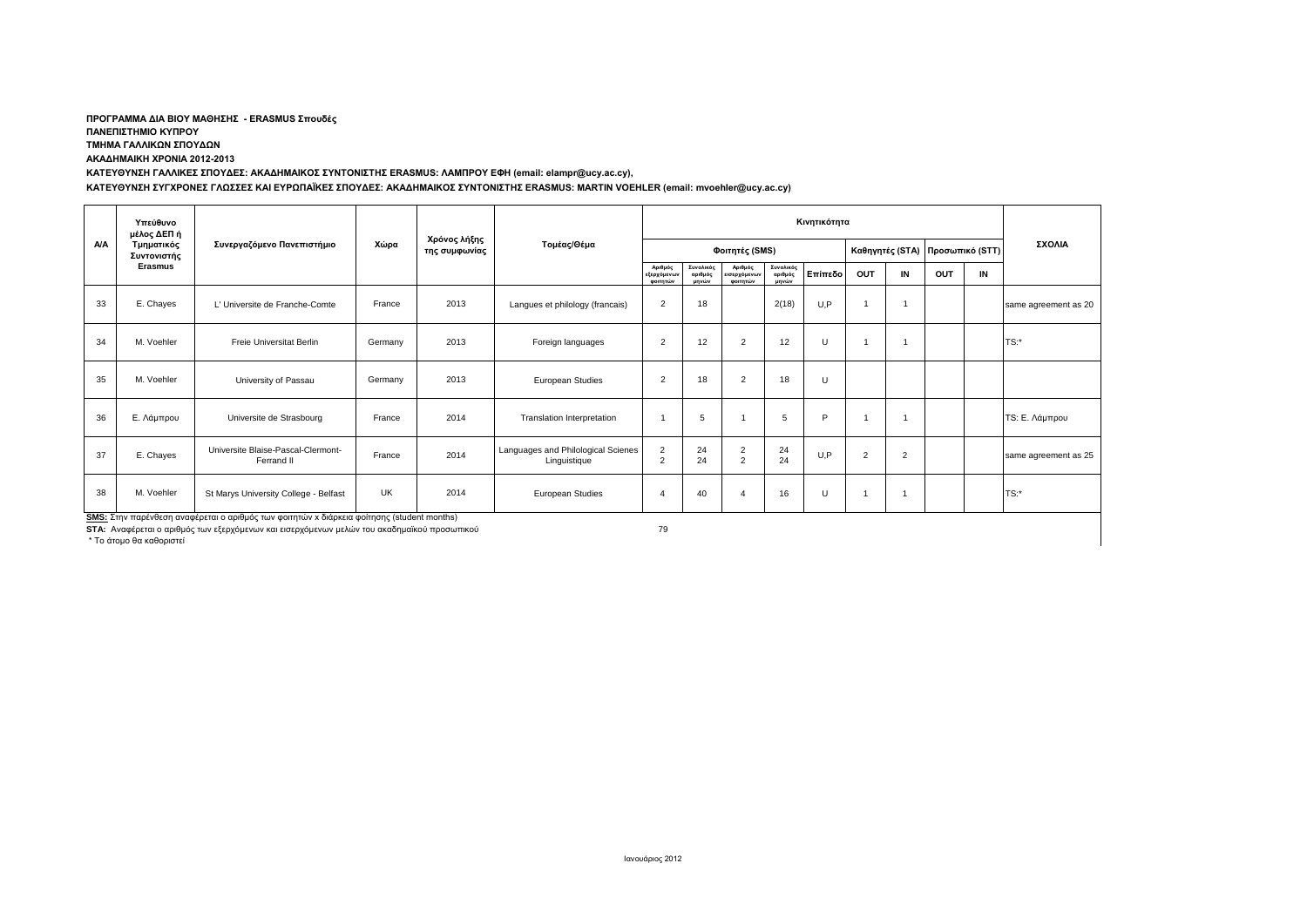**ΠΡΟΓΡΑΜΜΑ ΔΙΑ ΒΙΟΥ ΜΑΘΗΣΗΣ - ERASMUS Σπουδές**
**ΠΑΝΕΠΙΣΤΗΜΙΟ ΚΥΠΡΟΥ**
**ΤΜΗΜΑ ΓΑΛΛΙΚΩΝ ΣΠΟΥΔΩΝ**
**ΑΚΑΔΗΜΑΙΚΗ ΧΡΟΝΙΑ 2012-2013**
**ΚΑΤΕΥΘΥΝΣΗ ΓΑΛΛΙΚΕΣ ΣΠΟΥΔΕΣ: ΑΚΑΔΗΜΑΙΚΟΣ ΣΥΝΤΟΝΙΣΤΗΣ ERASMUS: ΛΑΜΠΡΟΥ ΕΦΗ (email: elampr@ucy.ac.cy),**
**ΚΑΤΕΥΘΥΝΣΗ ΣΥΓΧΡΟΝΕΣ ΓΛΩΣΣΕΣ ΚΑΙ ΕΥΡΩΠΑΪΚΕΣ ΣΠΟΥΔΕΣ: ΑΚΑΔΗΜΑΙΚΟΣ ΣΥΝΤΟΝΙΣΤΗΣ ERASMUS: MARTIN VOEHLER (email: mvoehler@ucy.ac.cy)**

| Α/Α | Υπεύθυνο μέλος ΔΕΠ ή Τμηματικός Συντονιστής Erasmus | Συνεργαζόμενο Πανεπιστήμιο | Χώρα | Χρόνος λήξης της συμφωνίας | Τομέας/Θέμα | Κινητικότητα | | | | | | | | | ΣΧΟΛΙΑ |
|---|---|---|---|---|---|---|---|---|---|---|---|---|---|---|---|
| | | | | | | Φοιτητές (SMS) | | | | | Καθηγητές (STA) | | Προσωπικό (STT) | | |
| | | | | | | Αριθμός εξερχόμενων φοιτητών | Συνολικός αριθμός μηνών | Αριθμός εισερχόμενων φοιτητών | Συνολικός αριθμός μηνών | Επίπεδο | OUT | IN | OUT | IN | |
| 33 | E. Chayes | L' Universite de Franche-Comte | France | 2013 | Langues et philology (francais) | 2 | 18 | | 2(18) | U,P | 1 | 1 | | | same agreement as 20 |
| 34 | M. Voehler | Freie Universitat Berlin | Germany | 2013 | Foreign languages | 2 | 12 | 2 | 12 | U | 1 | 1 | | | TS:* |
| 35 | M. Voehler | University of Passau | Germany | 2013 | European Studies | 2 | 18 | 2 | 18 | U | | | | | |
| 36 | Ε. Λάμπρου | Universite de Strasbourg | France | 2014 | Translation Interpretation | 1 | 5 | 1 | 5 | P | 1 | 1 | | | TS: Ε. Λάμπρου |
| 37 | E. Chayes | Universite Blaise-Pascal-Clermont-Ferrand II | France | 2014 | Languages and Philological Scienes Linguistique | 2 2 | 24 24 | 2 2 | 24 24 | U,P | 2 | 2 | | | same agreement as 25 |
| 38 | M. Voehler | St Marys University College - Belfast | UK | 2014 | European Studies | 4 | 40 | 4 | 16 | U | 1 | 1 | | | TS:* |

**SMS:** Στην παρένθεση αναφέρεται ο αριθμός των φοιτητών x διάρκεια φοίτησης (student months)

**STA:** Αναφέρεται ο αριθμός των εξερχόμενων και εισερχόμενων μελών του ακαδημαϊκού προσωπικού

79

\* Το άτομο θα καθοριστεί